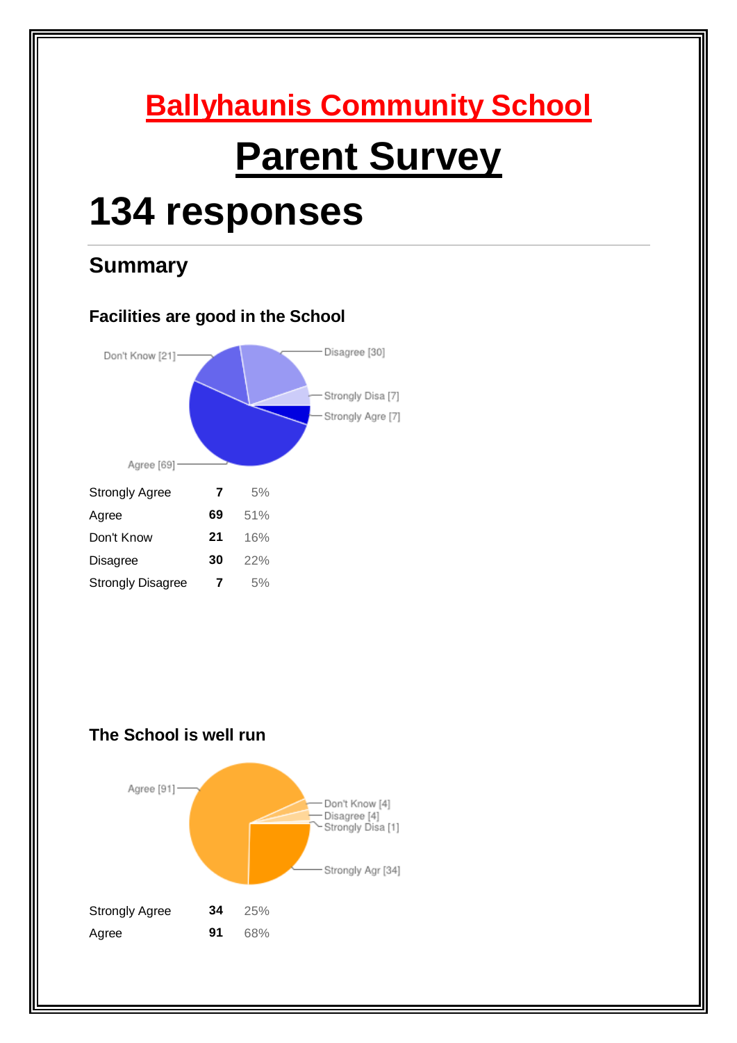# Ballyhaunis Community School

# Parent Survey

# 134 responses

## Summary

### Facilities are good in the School

| | | |
|---|---|---|
| Strongly Agree | **7** | 5% |
| Agree | **69** | 51% |
| Don't Know | **21** | 16% |
| Disagree | **30** | 22% |
| Strongly Disagree | **7** | 5% |

### The School is well run

| | | |
|---|---|---|
| Strongly Agree | **34** | 25% |
| Agree | **91** | 68% |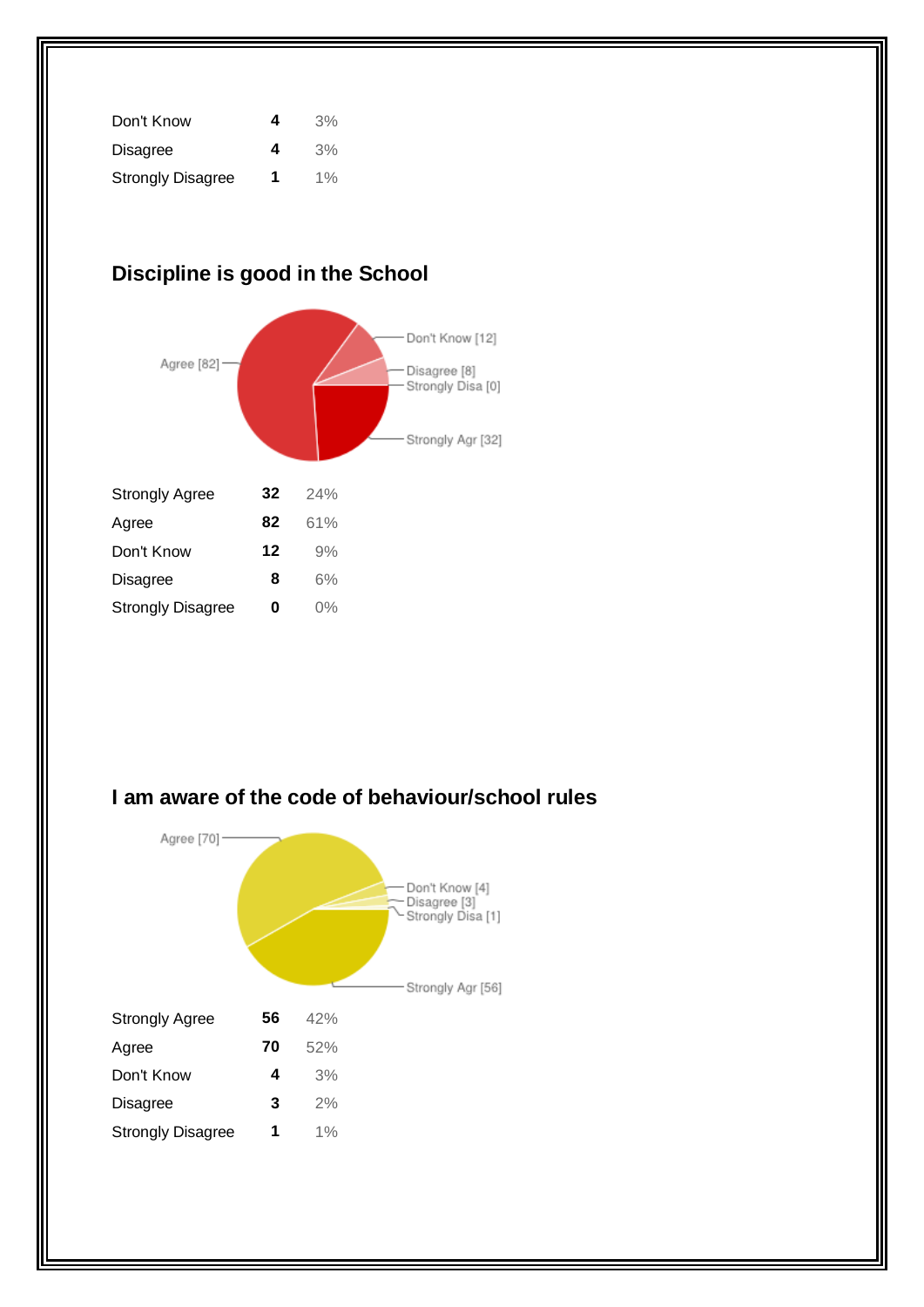| | | |
|---|---|---|
| Don't Know | **4** | 3% |
| Disagree | **4** | 3% |
| Strongly Disagree | **1** | 1% |

## Discipline is good in the School

| | | |
|---|---|---|
| Strongly Agree | **32** | 24% |
| Agree | **82** | 61% |
| Don't Know | **12** | 9% |
| Disagree | **8** | 6% |
| Strongly Disagree | **0** | 0% |

## I am aware of the code of behaviour/school rules

| | | |
|---|---|---|
| Strongly Agree | **56** | 42% |
| Agree | **70** | 52% |
| Don't Know | **4** | 3% |
| Disagree | **3** | 2% |
| Strongly Disagree | **1** | 1% |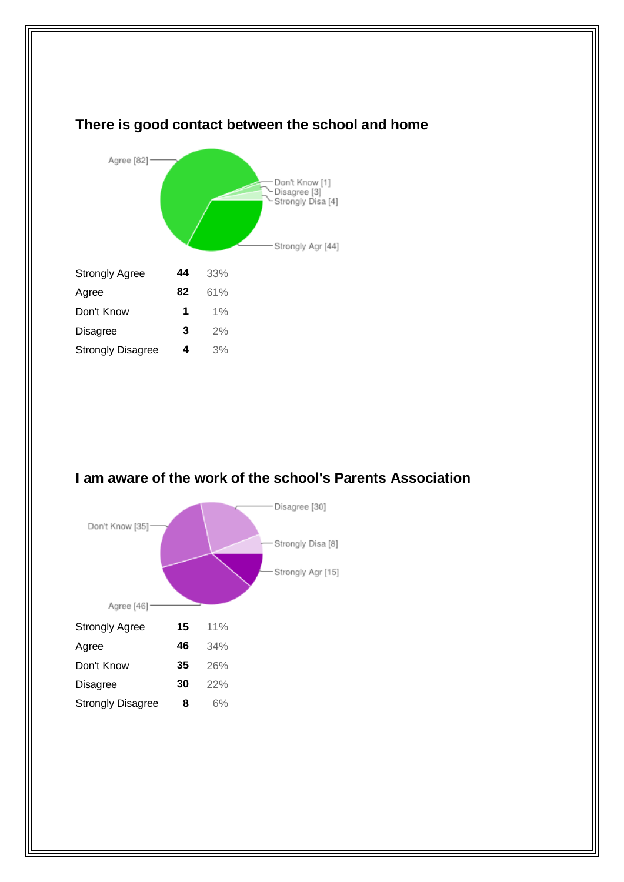## There is good contact between the school and home

| | | |
|---|---|---|
| Strongly Agree | **44** | 33% |
| Agree | **82** | 61% |
| Don't Know | **1** | 1% |
| Disagree | **3** | 2% |
| Strongly Disagree | **4** | 3% |

## I am aware of the work of the school's Parents Association

| | | |
|---|---|---|
| Strongly Agree | **15** | 11% |
| Agree | **46** | 34% |
| Don't Know | **35** | 26% |
| Disagree | **30** | 22% |
| Strongly Disagree | **8** | 6% |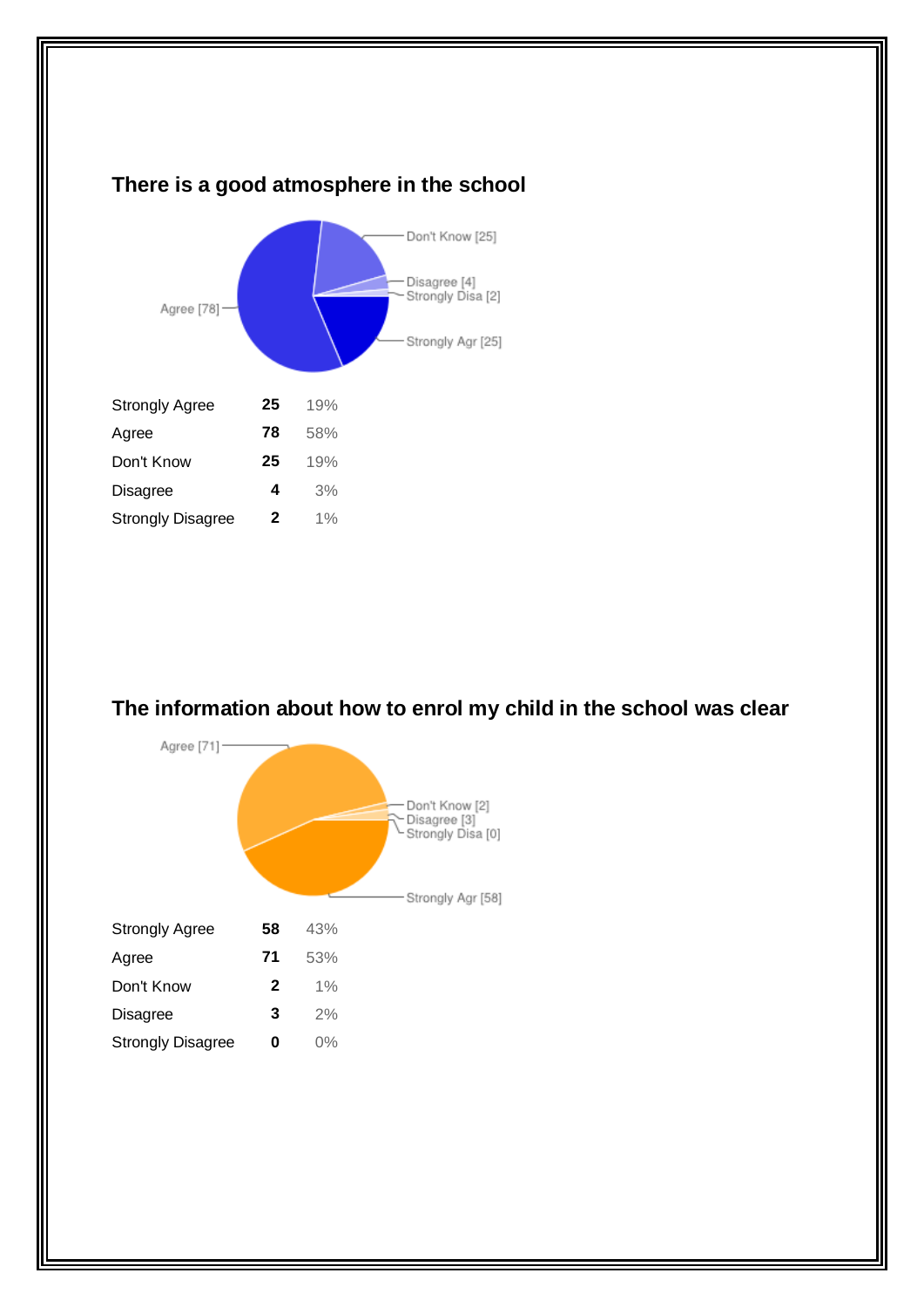## There is a good atmosphere in the school

| Strongly Agree | 25 | 19% |
| --- | --- | --- |
| Agree | 78 | 58% |
| Don't Know | 25 | 19% |
| Disagree | 4 | 3% |
| Strongly Disagree | 2 | 1% |

## The information about how to enrol my child in the school was clear

| Strongly Agree | 58 | 43% |
| --- | --- | --- |
| Agree | 71 | 53% |
| Don't Know | 2 | 1% |
| Disagree | 3 | 2% |
| Strongly Disagree | 0 | 0% |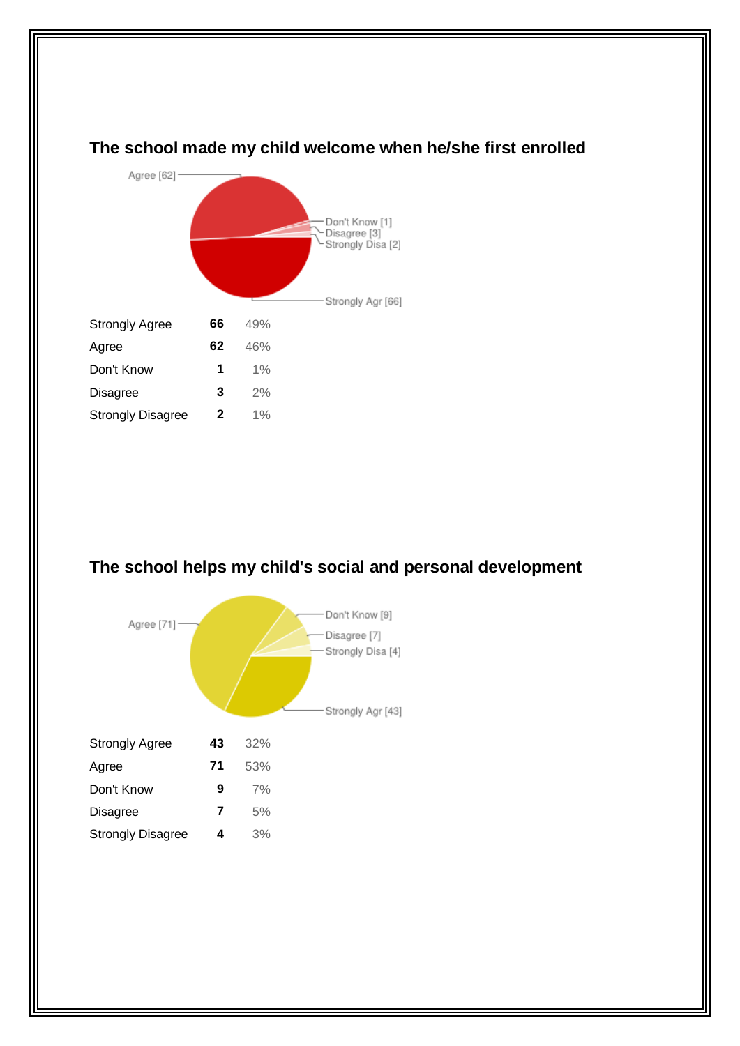## The school made my child welcome when he/she first enrolled

| | | |
|---|---|---|
| Strongly Agree | **66** | 49% |
| Agree | **62** | 46% |
| Don't Know | **1** | 1% |
| Disagree | **3** | 2% |
| Strongly Disagree | **2** | 1% |

## The school helps my child's social and personal development

| | | |
|---|---|---|
| Strongly Agree | **43** | 32% |
| Agree | **71** | 53% |
| Don't Know | **9** | 7% |
| Disagree | **7** | 5% |
| Strongly Disagree | **4** | 3% |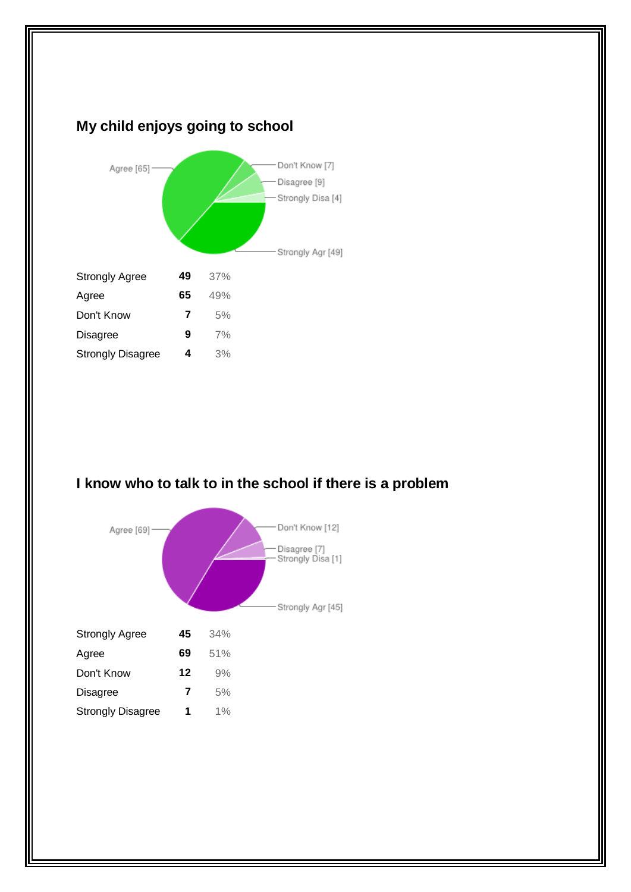## My child enjoys going to school

| | | |
|---|---|---|
| Strongly Agree | **49** | 37% |
| Agree | **65** | 49% |
| Don't Know | **7** | 5% |
| Disagree | **9** | 7% |
| Strongly Disagree | **4** | 3% |

## I know who to talk to in the school if there is a problem

| | | |
|---|---|---|
| Strongly Agree | **45** | 34% |
| Agree | **69** | 51% |
| Don't Know | **12** | 9% |
| Disagree | **7** | 5% |
| Strongly Disagree | **1** | 1% |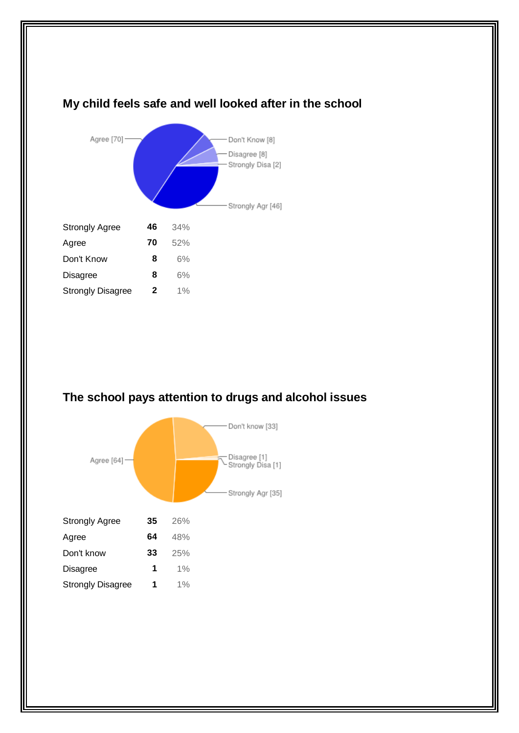## My child feels safe and well looked after in the school

| Response | Count | Percentage |
|---|---|---|
| Strongly Agree | 46 | 34% |
| Agree | 70 | 52% |
| Don't Know | 8 | 6% |
| Disagree | 8 | 6% |
| Strongly Disagree | 2 | 1% |

## The school pays attention to drugs and alcohol issues

| Response | Count | Percentage |
|---|---|---|
| Strongly Agree | 35 | 26% |
| Agree | 64 | 48% |
| Don't know | 33 | 25% |
| Disagree | 1 | 1% |
| Strongly Disagree | 1 | 1% |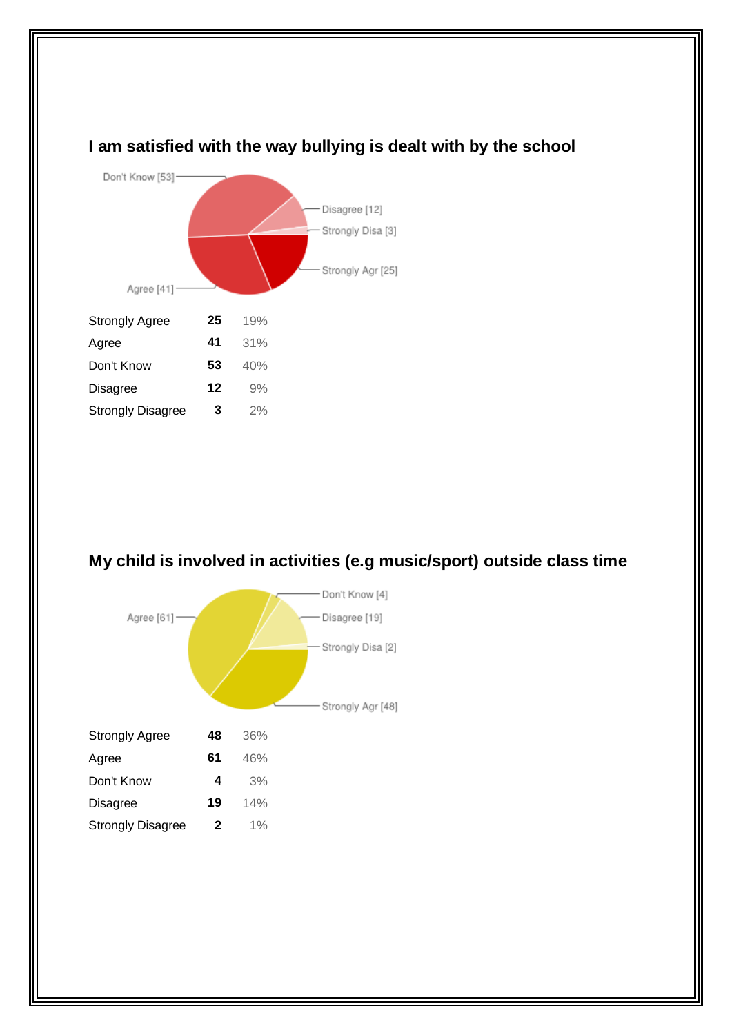## I am satisfied with the way bullying is dealt with by the school

| Response | Count | Percent |
|---|---|---|
| Strongly Agree | 25 | 19% |
| Agree | 41 | 31% |
| Don't Know | 53 | 40% |
| Disagree | 12 | 9% |
| Strongly Disagree | 3 | 2% |

## My child is involved in activities (e.g music/sport) outside class time

| Response | Count | Percent |
|---|---|---|
| Strongly Agree | 48 | 36% |
| Agree | 61 | 46% |
| Don't Know | 4 | 3% |
| Disagree | 19 | 14% |
| Strongly Disagree | 2 | 1% |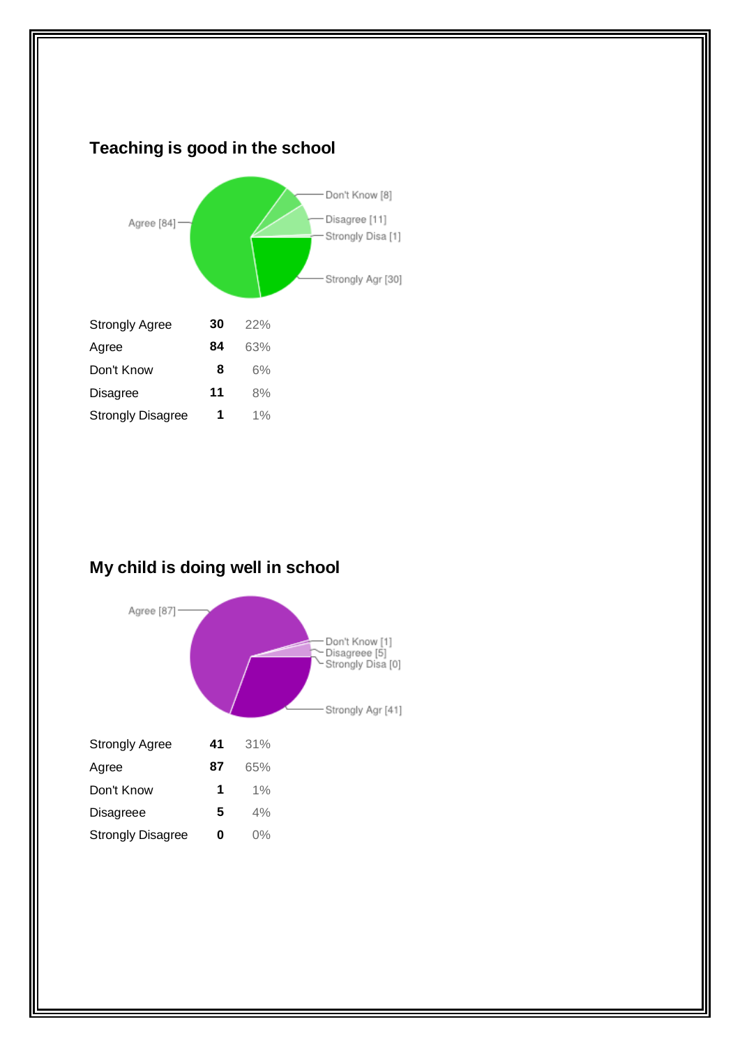## Teaching is good in the school

| | | |
|---|---|---|
| Strongly Agree | **30** | 22% |
| Agree | **84** | 63% |
| Don't Know | **8** | 6% |
| Disagree | **11** | 8% |
| Strongly Disagree | **1** | 1% |

## My child is doing well in school

| | | |
|---|---|---|
| Strongly Agree | **41** | 31% |
| Agree | **87** | 65% |
| Don't Know | **1** | 1% |
| Disagreee | **5** | 4% |
| Strongly Disagree | **0** | 0% |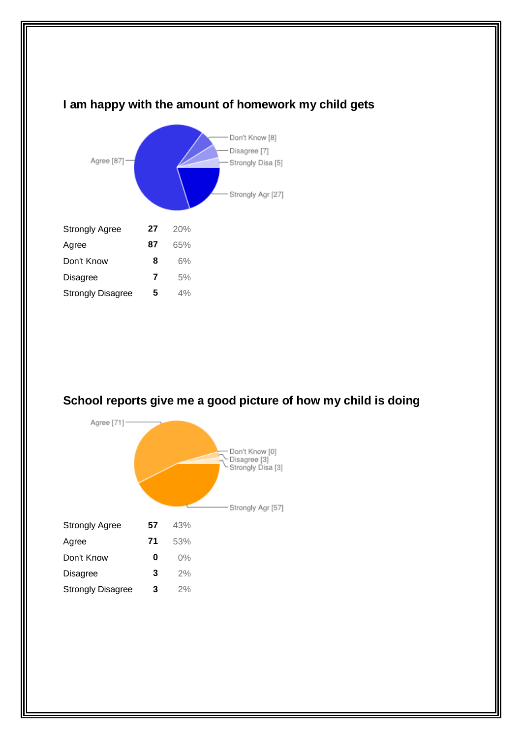## I am happy with the amount of homework my child gets

| | | |
|---|---|---|
| Strongly Agree | **27** | 20% |
| Agree | **87** | 65% |
| Don't Know | **8** | 6% |
| Disagree | **7** | 5% |
| Strongly Disagree | **5** | 4% |

## School reports give me a good picture of how my child is doing

| | | |
|---|---|---|
| Strongly Agree | **57** | 43% |
| Agree | **71** | 53% |
| Don't Know | **0** | 0% |
| Disagree | **3** | 2% |
| Strongly Disagree | **3** | 2% |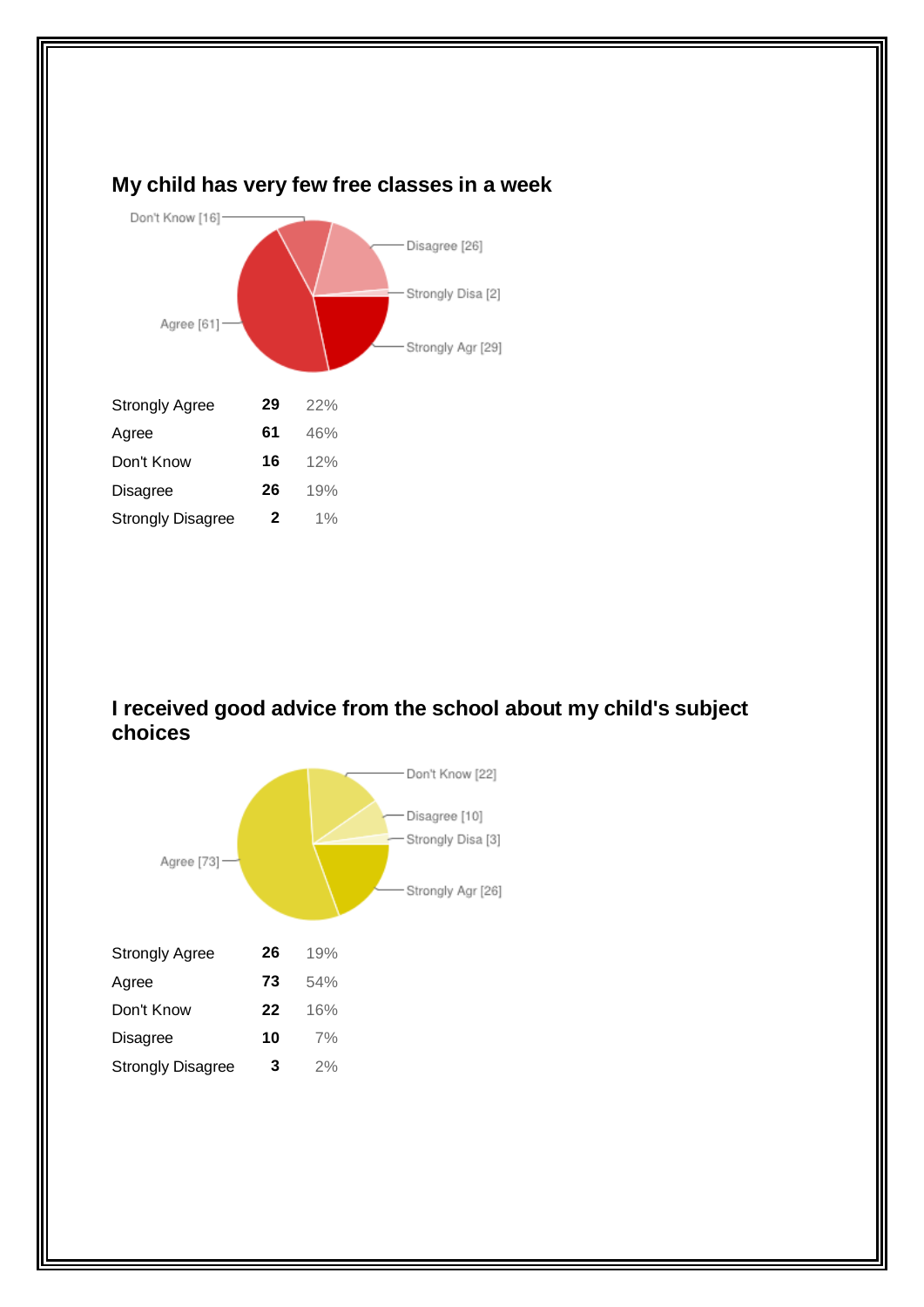## My child has very few free classes in a week

| | | |
|---|---|---|
| Strongly Agree | **29** | 22% |
| Agree | **61** | 46% |
| Don't Know | **16** | 12% |
| Disagree | **26** | 19% |
| Strongly Disagree | **2** | 1% |

## I received good advice from the school about my child's subject choices

| | | |
|---|---|---|
| Strongly Agree | **26** | 19% |
| Agree | **73** | 54% |
| Don't Know | **22** | 16% |
| Disagree | **10** | 7% |
| Strongly Disagree | **3** | 2% |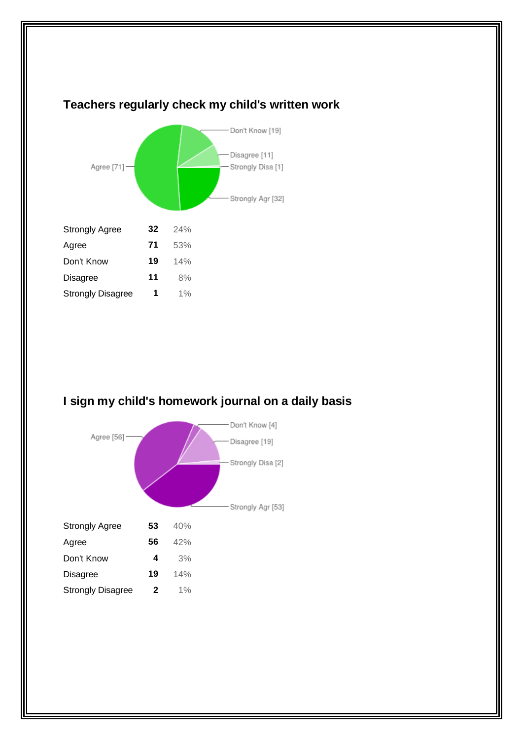## Teachers regularly check my child's written work

| Response | Count | Percent |
|---|---|---|
| Strongly Agree | 32 | 24% |
| Agree | 71 | 53% |
| Don't Know | 19 | 14% |
| Disagree | 11 | 8% |
| Strongly Disagree | 1 | 1% |

## I sign my child's homework journal on a daily basis

| Response | Count | Percent |
|---|---|---|
| Strongly Agree | 53 | 40% |
| Agree | 56 | 42% |
| Don't Know | 4 | 3% |
| Disagree | 19 | 14% |
| Strongly Disagree | 2 | 1% |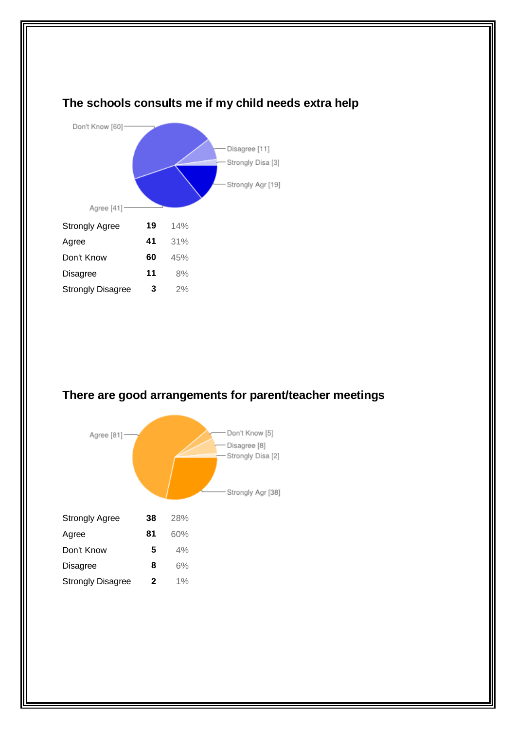## The schools consults me if my child needs extra help

| | | |
|---|---|---|
| Strongly Agree | **19** | 14% |
| Agree | **41** | 31% |
| Don't Know | **60** | 45% |
| Disagree | **11** | 8% |
| Strongly Disagree | **3** | 2% |

## There are good arrangements for parent/teacher meetings

| | | |
|---|---|---|
| Strongly Agree | **38** | 28% |
| Agree | **81** | 60% |
| Don't Know | **5** | 4% |
| Disagree | **8** | 6% |
| Strongly Disagree | **2** | 1% |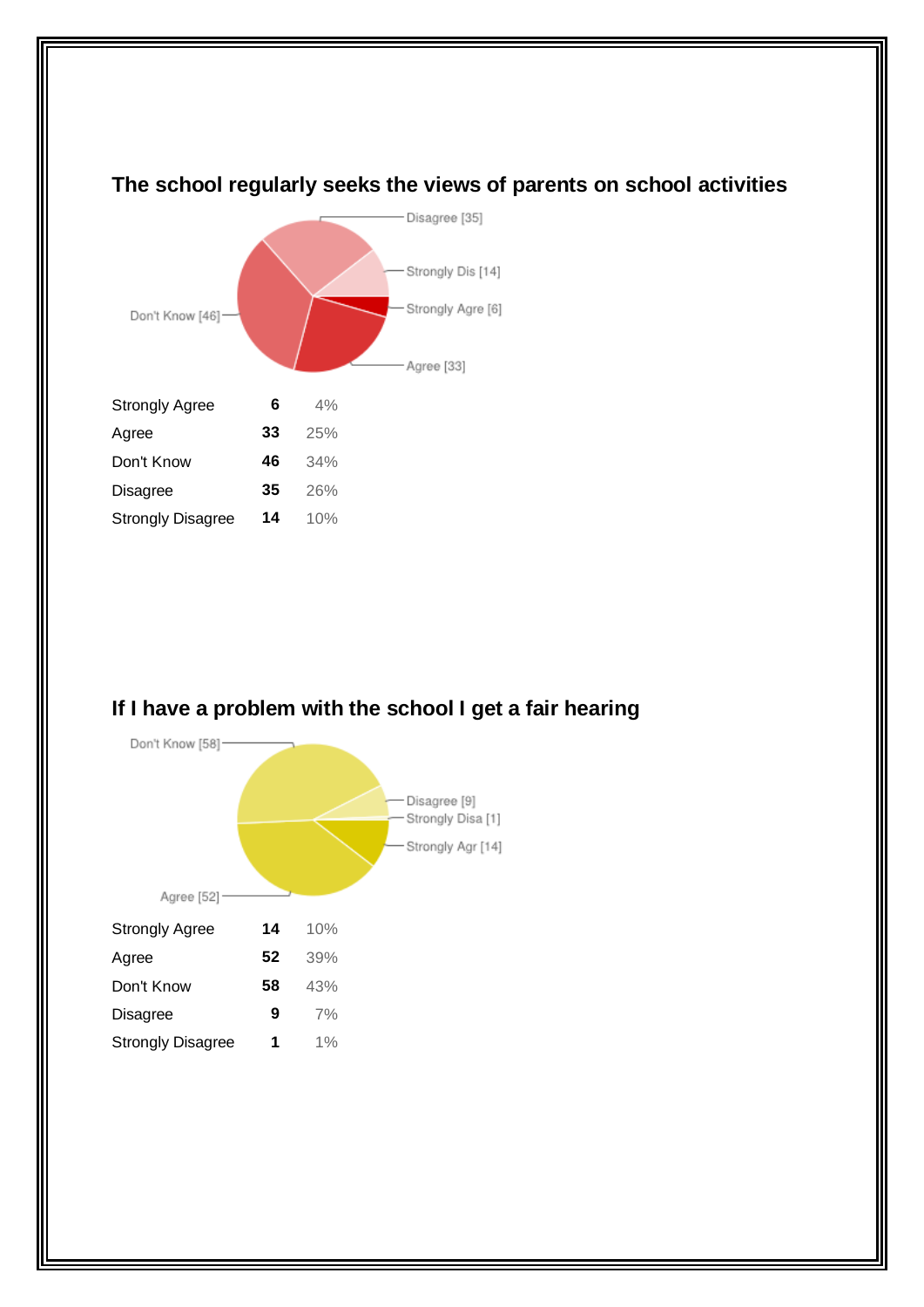## The school regularly seeks the views of parents on school activities

| | | |
|---|---|---|
| Strongly Agree | **6** | 4% |
| Agree | **33** | 25% |
| Don't Know | **46** | 34% |
| Disagree | **35** | 26% |
| Strongly Disagree | **14** | 10% |

## If I have a problem with the school I get a fair hearing

| | | |
|---|---|---|
| Strongly Agree | **14** | 10% |
| Agree | **52** | 39% |
| Don't Know | **58** | 43% |
| Disagree | **9** | 7% |
| Strongly Disagree | **1** | 1% |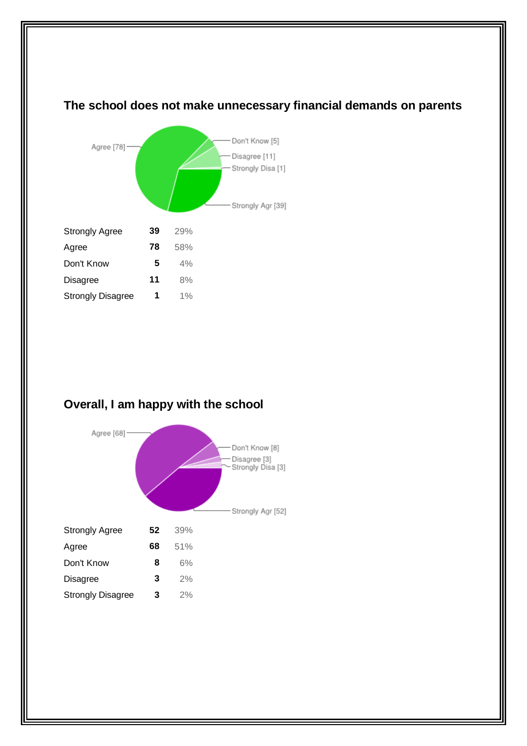## The school does not make unnecessary financial demands on parents

Agree [78]
Don't Know [5]
Disagree [11]
Strongly Disa [1]
Strongly Agr [39]

| | | |
|---|---|---|
| Strongly Agree | **39** | 29% |
| Agree | **78** | 58% |
| Don't Know | **5** | 4% |
| Disagree | **11** | 8% |
| Strongly Disagree | **1** | 1% |

## Overall, I am happy with the school

Agree [68]
Don't Know [8]
Disagree [3]
Strongly Disa [3]
Strongly Agr [52]

| | | |
|---|---|---|
| Strongly Agree | **52** | 39% |
| Agree | **68** | 51% |
| Don't Know | **8** | 6% |
| Disagree | **3** | 2% |
| Strongly Disagree | **3** | 2% |